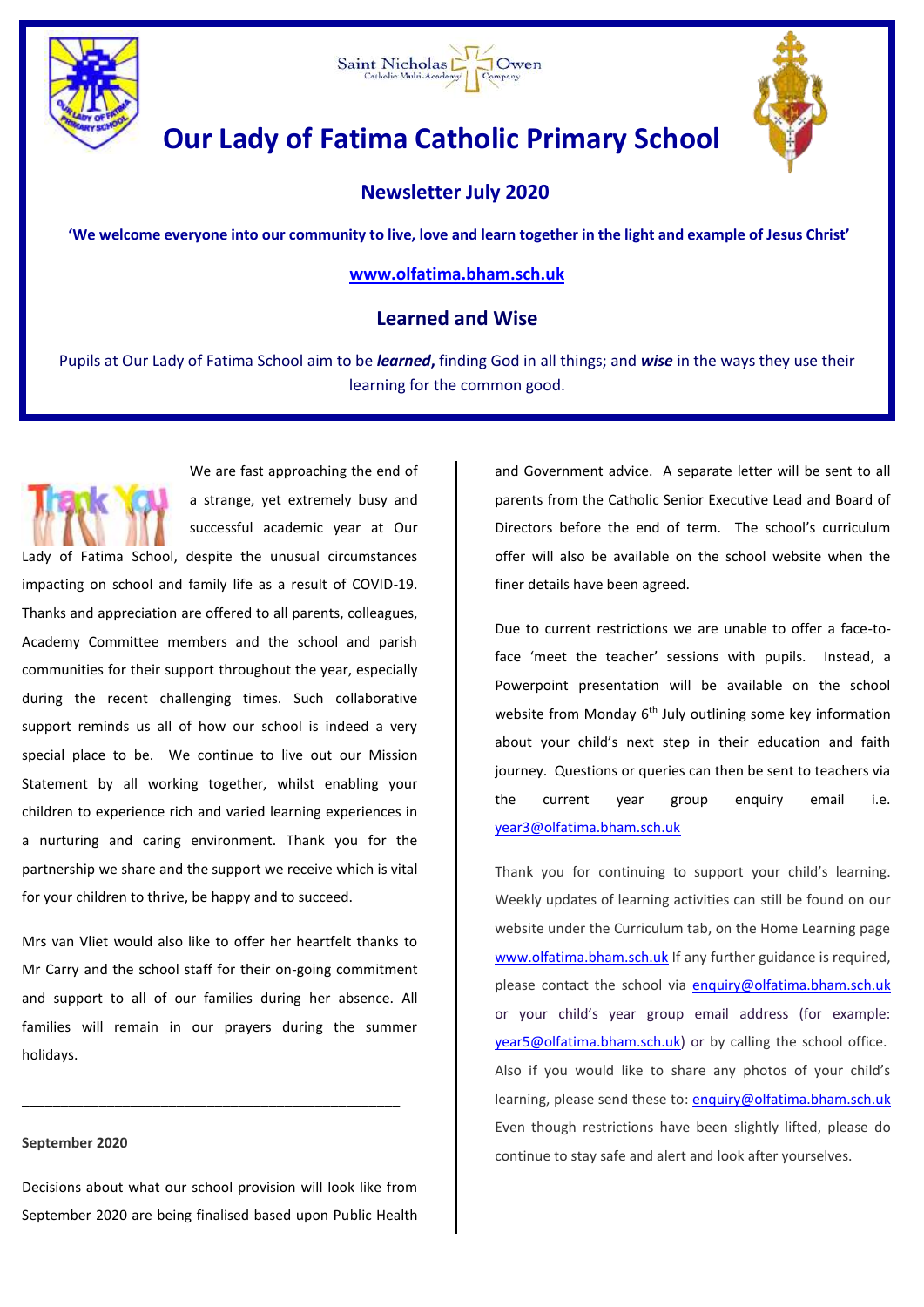Saint Nicholas Owen Catholic Multi-Academy Company

# Our Lady of Fatima Catholic Primary School

## Newsletter July 2020

**'We welcome everyone into our community to live, love and learn together in the light and example of Jesus Christ'**

**www.olfatima.bham.sch.uk**

## Learned and Wise

Pupils at Our Lady of Fatima School aim to be ***learned*,** finding God in all things; and ***wise*** in the ways they use their learning for the common good.

We are fast approaching the end of a strange, yet extremely busy and successful academic year at Our Lady of Fatima School, despite the unusual circumstances impacting on school and family life as a result of COVID-19. Thanks and appreciation are offered to all parents, colleagues, Academy Committee members and the school and parish communities for their support throughout the year, especially during the recent challenging times. Such collaborative support reminds us all of how our school is indeed a very special place to be. We continue to live out our Mission Statement by all working together, whilst enabling your children to experience rich and varied learning experiences in a nurturing and caring environment. Thank you for the partnership we share and the support we receive which is vital for your children to thrive, be happy and to succeed.

Mrs van Vliet would also like to offer her heartfelt thanks to Mr Carry and the school staff for their on-going commitment and support to all of our families during her absence. All families will remain in our prayers during the summer holidays.

---

**September 2020**

Decisions about what our school provision will look like from September 2020 are being finalised based upon Public Health and Government advice. A separate letter will be sent to all parents from the Catholic Senior Executive Lead and Board of Directors before the end of term. The school's curriculum offer will also be available on the school website when the finer details have been agreed.

Due to current restrictions we are unable to offer a face-to-face 'meet the teacher' sessions with pupils. Instead, a Powerpoint presentation will be available on the school website from Monday 6th July outlining some key information about your child's next step in their education and faith journey. Questions or queries can then be sent to teachers via the current year group enquiry email i.e. year3@olfatima.bham.sch.uk

Thank you for continuing to support your child's learning. Weekly updates of learning activities can still be found on our website under the Curriculum tab, on the Home Learning page www.olfatima.bham.sch.uk If any further guidance is required, please contact the school via enquiry@olfatima.bham.sch.uk or your child's year group email address (for example: year5@olfatima.bham.sch.uk) or by calling the school office. Also if you would like to share any photos of your child's learning, please send these to: enquiry@olfatima.bham.sch.uk Even though restrictions have been slightly lifted, please do continue to stay safe and alert and look after yourselves.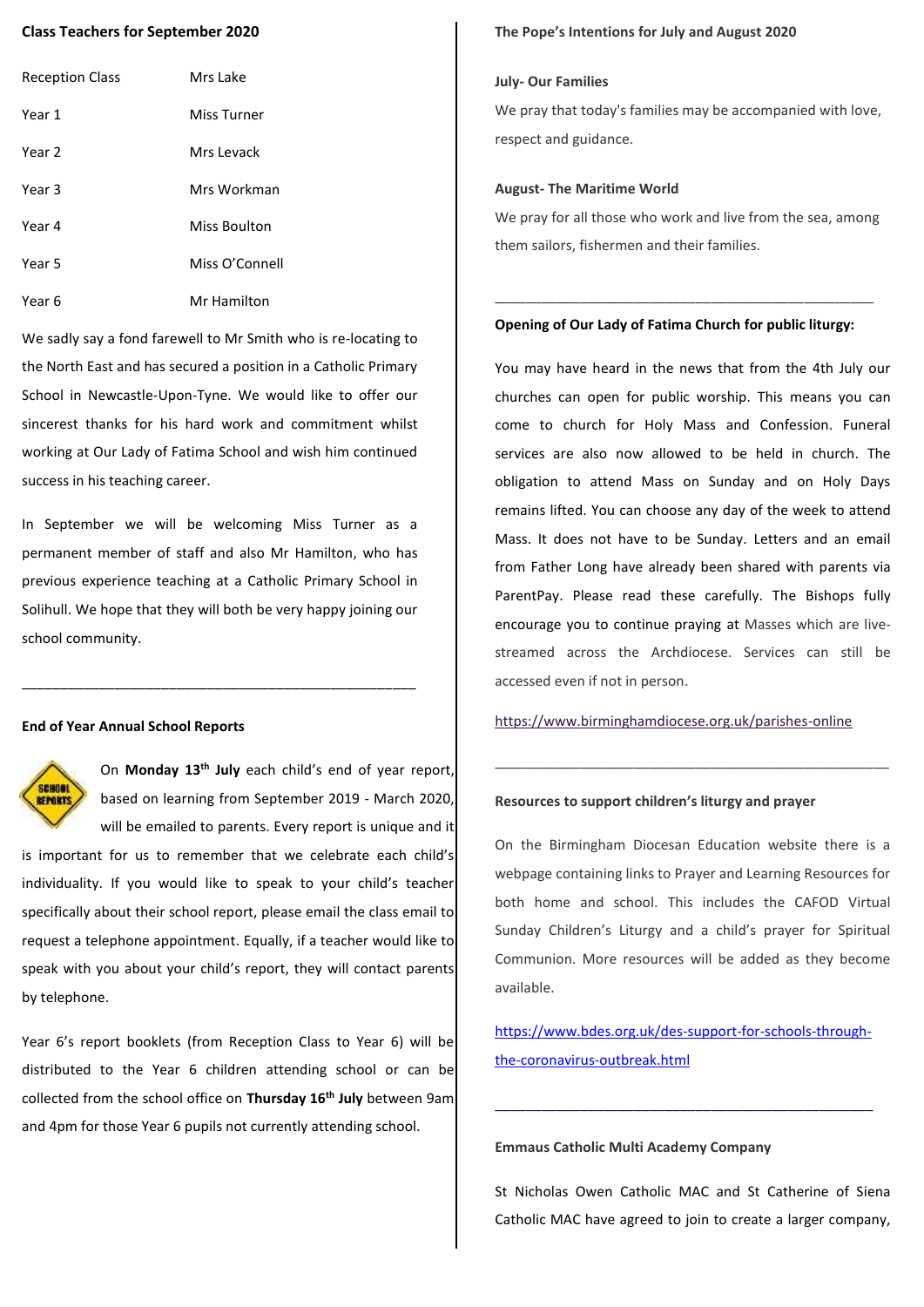**Class Teachers for September 2020**

| Reception Class | Mrs Lake |
|---|---|
| Year 1 | Miss Turner |
| Year 2 | Mrs Levack |
| Year 3 | Mrs Workman |
| Year 4 | Miss Boulton |
| Year 5 | Miss O'Connell |
| Year 6 | Mr Hamilton |

We sadly say a fond farewell to Mr Smith who is re-locating to the North East and has secured a position in a Catholic Primary School in Newcastle-Upon-Tyne. We would like to offer our sincerest thanks for his hard work and commitment whilst working at Our Lady of Fatima School and wish him continued success in his teaching career.

In September we will be welcoming Miss Turner as a permanent member of staff and also Mr Hamilton, who has previous experience teaching at a Catholic Primary School in Solihull. We hope that they will both be very happy joining our school community.

---

**End of Year Annual School Reports**

On **Monday 13th July** each child's end of year report, based on learning from September 2019 - March 2020, will be emailed to parents. Every report is unique and it is important for us to remember that we celebrate each child's individuality. If you would like to speak to your child's teacher specifically about their school report, please email the class email to request a telephone appointment. Equally, if a teacher would like to speak with you about your child's report, they will contact parents by telephone.

Year 6's report booklets (from Reception Class to Year 6) will be distributed to the Year 6 children attending school or can be collected from the school office on **Thursday 16th July** between 9am and 4pm for those Year 6 pupils not currently attending school.

**The Pope's Intentions for July and August 2020**

**July- Our Families**

We pray that today's families may be accompanied with love, respect and guidance.

**August- The Maritime World**

We pray for all those who work and live from the sea, among them sailors, fishermen and their families.

---

**Opening of Our Lady of Fatima Church for public liturgy:**

You may have heard in the news that from the 4th July our churches can open for public worship. This means you can come to church for Holy Mass and Confession. Funeral services are also now allowed to be held in church. The obligation to attend Mass on Sunday and on Holy Days remains lifted. You can choose any day of the week to attend Mass. It does not have to be Sunday. Letters and an email from Father Long have already been shared with parents via ParentPay. Please read these carefully. The Bishops fully encourage you to continue praying at Masses which are live-streamed across the Archdiocese. Services can still be accessed even if not in person.

https://www.birminghamdiocese.org.uk/parishes-online

---

**Resources to support children's liturgy and prayer**

On the Birmingham Diocesan Education website there is a webpage containing links to Prayer and Learning Resources for both home and school. This includes the CAFOD Virtual Sunday Children's Liturgy and a child's prayer for Spiritual Communion. More resources will be added as they become available.

https://www.bdes.org.uk/des-support-for-schools-through-the-coronavirus-outbreak.html

---

**Emmaus Catholic Multi Academy Company**

St Nicholas Owen Catholic MAC and St Catherine of Siena Catholic MAC have agreed to join to create a larger company,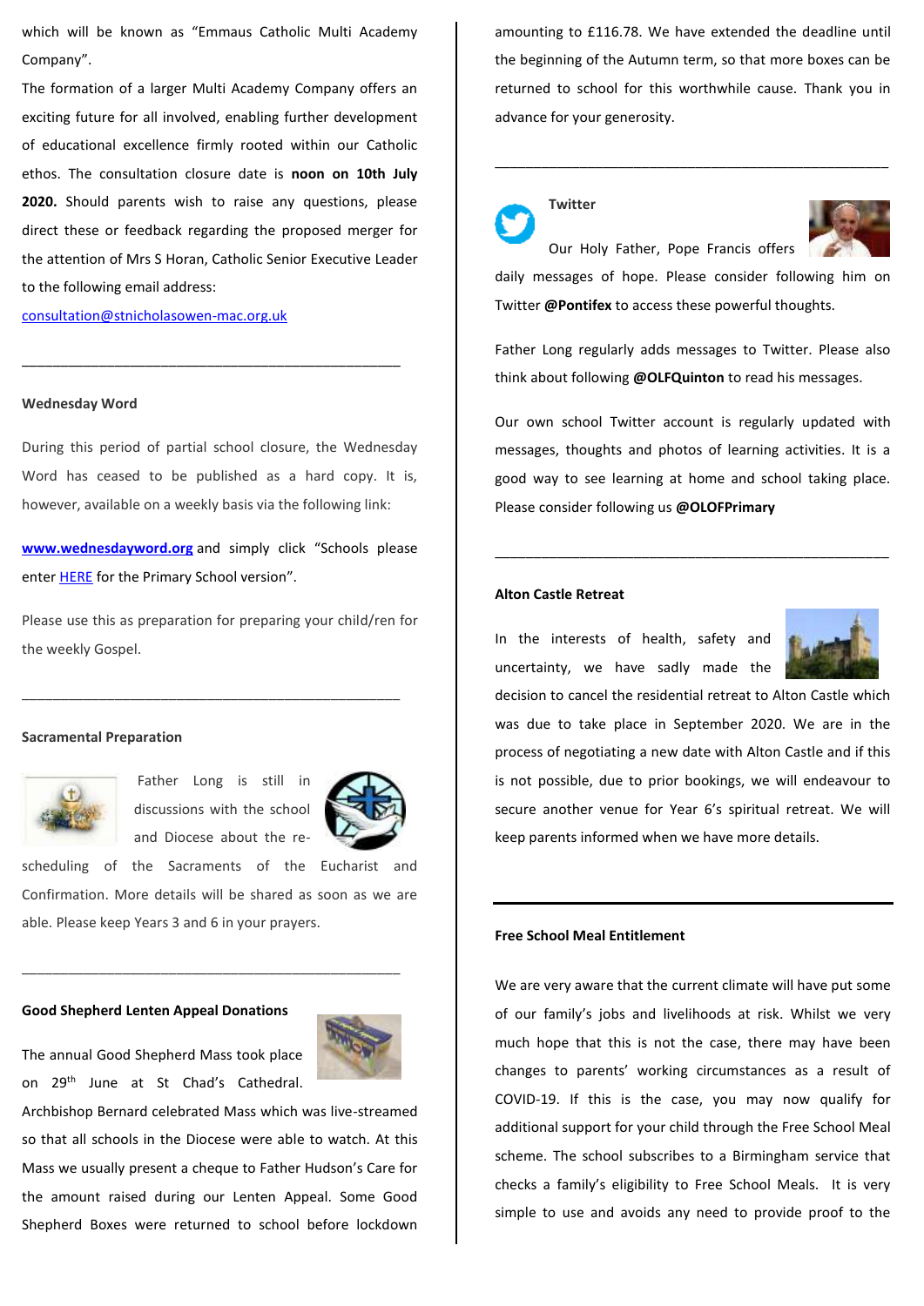which will be known as "Emmaus Catholic Multi Academy Company".

The formation of a larger Multi Academy Company offers an exciting future for all involved, enabling further development of educational excellence firmly rooted within our Catholic ethos. The consultation closure date is **noon on 10th July 2020.** Should parents wish to raise any questions, please direct these or feedback regarding the proposed merger for the attention of Mrs S Horan, Catholic Senior Executive Leader to the following email address:

consultation@stnicholasowen-mac.org.uk

---

**Wednesday Word**

During this period of partial school closure, the Wednesday Word has ceased to be published as a hard copy. It is, however, available on a weekly basis via the following link:

**www.wednesdayword.org** and simply click "Schools please enter HERE for the Primary School version".

Please use this as preparation for preparing your child/ren for the weekly Gospel.

---

**Sacramental Preparation**

Father Long is still in discussions with the school and Diocese about the re-scheduling of the Sacraments of the Eucharist and Confirmation. More details will be shared as soon as we are able. Please keep Years 3 and 6 in your prayers.

---

**Good Shepherd Lenten Appeal Donations**

The annual Good Shepherd Mass took place on 29th June at St Chad's Cathedral. Archbishop Bernard celebrated Mass which was live-streamed so that all schools in the Diocese were able to watch. At this Mass we usually present a cheque to Father Hudson's Care for the amount raised during our Lenten Appeal. Some Good Shepherd Boxes were returned to school before lockdown amounting to £116.78. We have extended the deadline until the beginning of the Autumn term, so that more boxes can be returned to school for this worthwhile cause. Thank you in advance for your generosity.

---

**Twitter**

Our Holy Father, Pope Francis offers daily messages of hope. Please consider following him on Twitter **@Pontifex** to access these powerful thoughts.

Father Long regularly adds messages to Twitter. Please also think about following **@OLFQuinton** to read his messages.

Our own school Twitter account is regularly updated with messages, thoughts and photos of learning activities. It is a good way to see learning at home and school taking place. Please consider following us **@OLOFPrimary**

---

**Alton Castle Retreat**

In the interests of health, safety and uncertainty, we have sadly made the decision to cancel the residential retreat to Alton Castle which was due to take place in September 2020. We are in the process of negotiating a new date with Alton Castle and if this is not possible, due to prior bookings, we will endeavour to secure another venue for Year 6's spiritual retreat. We will keep parents informed when we have more details.

---

**Free School Meal Entitlement**

We are very aware that the current climate will have put some of our family's jobs and livelihoods at risk. Whilst we very much hope that this is not the case, there may have been changes to parents' working circumstances as a result of COVID-19. If this is the case, you may now qualify for additional support for your child through the Free School Meal scheme. The school subscribes to a Birmingham service that checks a family's eligibility to Free School Meals. It is very simple to use and avoids any need to provide proof to the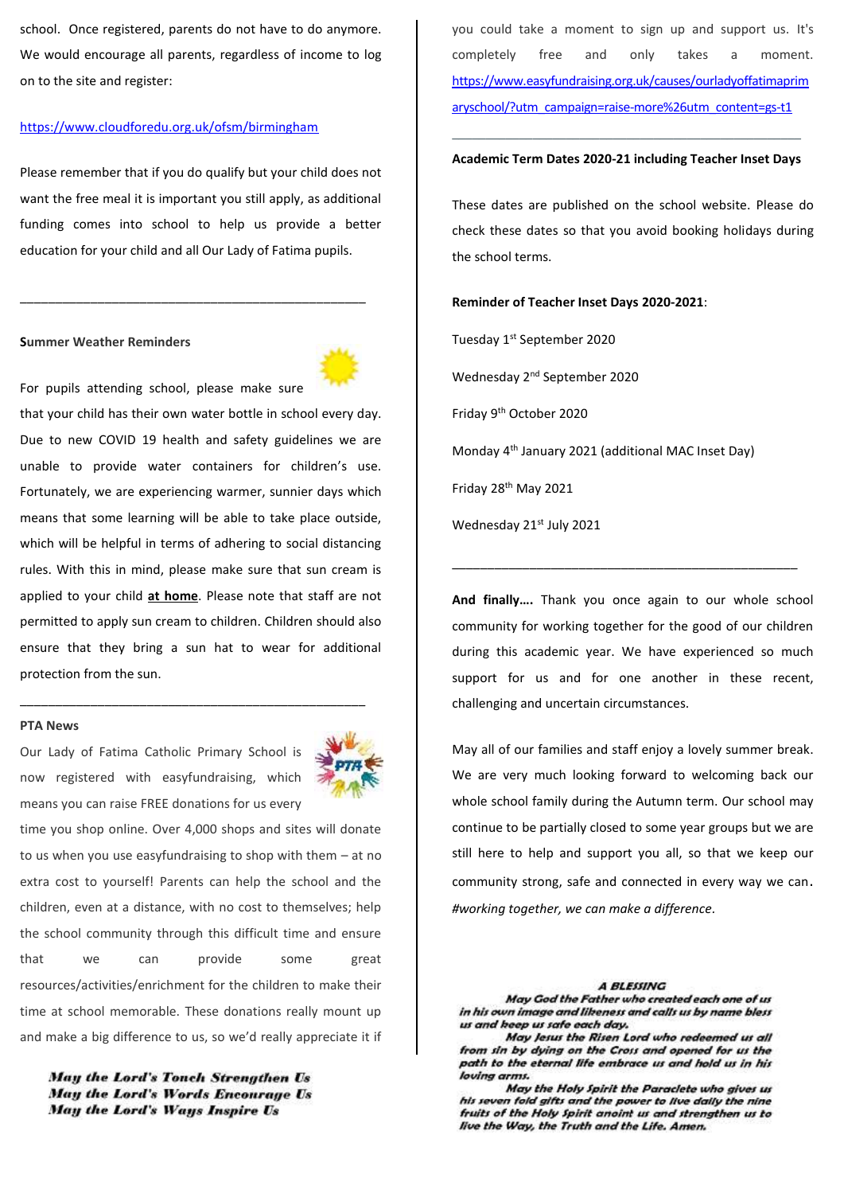school. Once registered, parents do not have to do anymore. We would encourage all parents, regardless of income to log on to the site and register:

https://www.cloudforedu.org.uk/ofsm/birmingham

Please remember that if you do qualify but your child does not want the free meal it is important you still apply, as additional funding comes into school to help us provide a better education for your child and all Our Lady of Fatima pupils.

---

**Summer Weather Reminders**

For pupils attending school, please make sure that your child has their own water bottle in school every day. Due to new COVID 19 health and safety guidelines we are unable to provide water containers for children's use. Fortunately, we are experiencing warmer, sunnier days which means that some learning will be able to take place outside, which will be helpful in terms of adhering to social distancing rules. With this in mind, please make sure that sun cream is applied to your child **at home**. Please note that staff are not permitted to apply sun cream to children. Children should also ensure that they bring a sun hat to wear for additional protection from the sun.

---

**PTA News**

Our Lady of Fatima Catholic Primary School is now registered with easyfundraising, which means you can raise FREE donations for us every time you shop online. Over 4,000 shops and sites will donate to us when you use easyfundraising to shop with them – at no extra cost to yourself! Parents can help the school and the children, even at a distance, with no cost to themselves; help the school community through this difficult time and ensure that we can provide some great resources/activities/enrichment for the children to make their time at school memorable. These donations really mount up and make a big difference to us, so we'd really appreciate it if you could take a moment to sign up and support us. It's completely free and only takes a moment. https://www.easyfundraising.org.uk/causes/ourladyoffatimaprimaryschool/?utm_campaign=raise-more%26utm_content=gs-t1

*May the Lord's Touch Strengthen Us*
*May the Lord's Words Encourage Us*
*May the Lord's Ways Inspire Us*

---

**Academic Term Dates 2020-21 including Teacher Inset Days**

These dates are published on the school website. Please do check these dates so that you avoid booking holidays during the school terms.

**Reminder of Teacher Inset Days 2020-2021**:

Tuesday 1st September 2020

Wednesday 2nd September 2020

Friday 9th October 2020

Monday 4th January 2021 (additional MAC Inset Day)

Friday 28th May 2021

Wednesday 21st July 2021

---

**And finally….** Thank you once again to our whole school community for working together for the good of our children during this academic year. We have experienced so much support for us and for one another in these recent, challenging and uncertain circumstances.

May all of our families and staff enjoy a lovely summer break. We are very much looking forward to welcoming back our whole school family during the Autumn term. Our school may continue to be partially closed to some year groups but we are still here to help and support you all, so that we keep our community strong, safe and connected in every way we can. *#working together, we can make a difference.*

***A BLESSING***

*May God the Father who created each one of us in his own image and likeness and calls us by name bless us and keep us safe each day.*

*May Jesus the Risen Lord who redeemed us all from sin by dying on the Cross and opened for us the path to the eternal life embrace us and hold us in his loving arms.*

*May the Holy Spirit the Paraclete who gives us his seven fold gifts and the power to live daily the nine fruits of the Holy Spirit anoint us and strengthen us to live the Way, the Truth and the Life. Amen.*